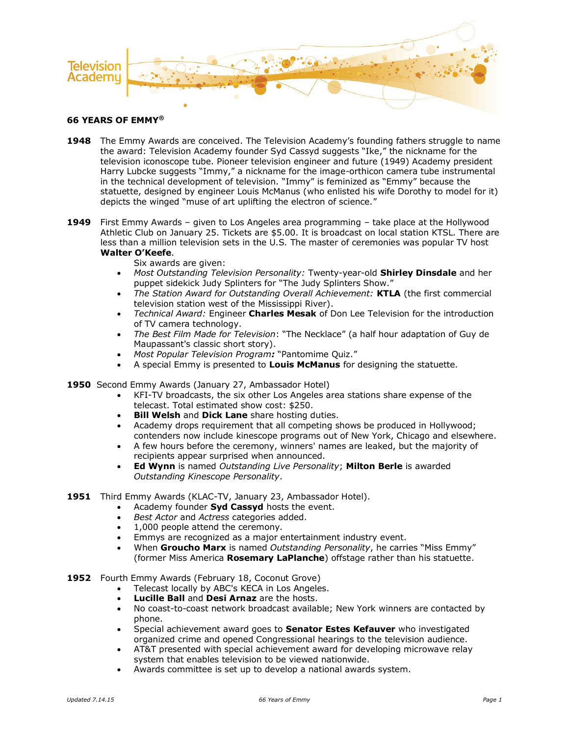# 66 YEARS OF EMMY®

**1948** The Emmy Awards are conceived. The Television Academy's founding fathers struggle to name the award: Television Academy founder Syd Cassyd suggests "Ike," the nickname for the television iconoscope tube. Pioneer television engineer and future (1949) Academy president Harry Lubcke suggests "Immy," a nickname for the image-orthicon camera tube instrumental in the technical development of television. "Immy" is feminized as "Emmy" because the statuette, designed by engineer Louis McManus (who enlisted his wife Dorothy to model for it) depicts the winged "muse of art uplifting the electron of science."

**1949** First Emmy Awards – given to Los Angeles area programming – take place at the Hollywood Athletic Club on January 25. Tickets are $5.00. It is broadcast on local station KTSL. There are less than a million television sets in the U.S. The master of ceremonies was popular TV host **Walter O'Keefe**.

Six awards are given:

- *Most Outstanding Television Personality:* Twenty-year-old **Shirley Dinsdale** and her puppet sidekick Judy Splinters for "The Judy Splinters Show."
- *The Station Award for Outstanding Overall Achievement:* **KTLA** (the first commercial television station west of the Mississippi River).
- *Technical Award:* Engineer **Charles Mesak** of Don Lee Television for the introduction of TV camera technology.
- *The Best Film Made for Television*: "The Necklace" (a half hour adaptation of Guy de Maupassant's classic short story).
- *Most Popular Television Program:* "Pantomime Quiz."
- A special Emmy is presented to **Louis McManus** for designing the statuette.

**1950** Second Emmy Awards (January 27, Ambassador Hotel)

- KFI-TV broadcasts, the six other Los Angeles area stations share expense of the telecast. Total estimated show cost: $250.
- **Bill Welsh** and **Dick Lane** share hosting duties.
- Academy drops requirement that all competing shows be produced in Hollywood; contenders now include kinescope programs out of New York, Chicago and elsewhere.
- A few hours before the ceremony, winners' names are leaked, but the majority of recipients appear surprised when announced.
- **Ed Wynn** is named *Outstanding Live Personality*; **Milton Berle** is awarded *Outstanding Kinescope Personality*.

**1951** Third Emmy Awards (KLAC-TV, January 23, Ambassador Hotel).

- Academy founder **Syd Cassyd** hosts the event.
- *Best Actor* and *Actress* categories added.
- 1,000 people attend the ceremony.
- Emmys are recognized as a major entertainment industry event.
- When **Groucho Marx** is named *Outstanding Personality*, he carries "Miss Emmy" (former Miss America **Rosemary LaPlanche**) offstage rather than his statuette.

**1952** Fourth Emmy Awards (February 18, Coconut Grove)

- Telecast locally by ABC's KECA in Los Angeles.
- **Lucille Ball** and **Desi Arnaz** are the hosts.
- No coast-to-coast network broadcast available; New York winners are contacted by phone.
- Special achievement award goes to **Senator Estes Kefauver** who investigated organized crime and opened Congressional hearings to the television audience.
- AT&T presented with special achievement award for developing microwave relay system that enables television to be viewed nationwide.
- Awards committee is set up to develop a national awards system.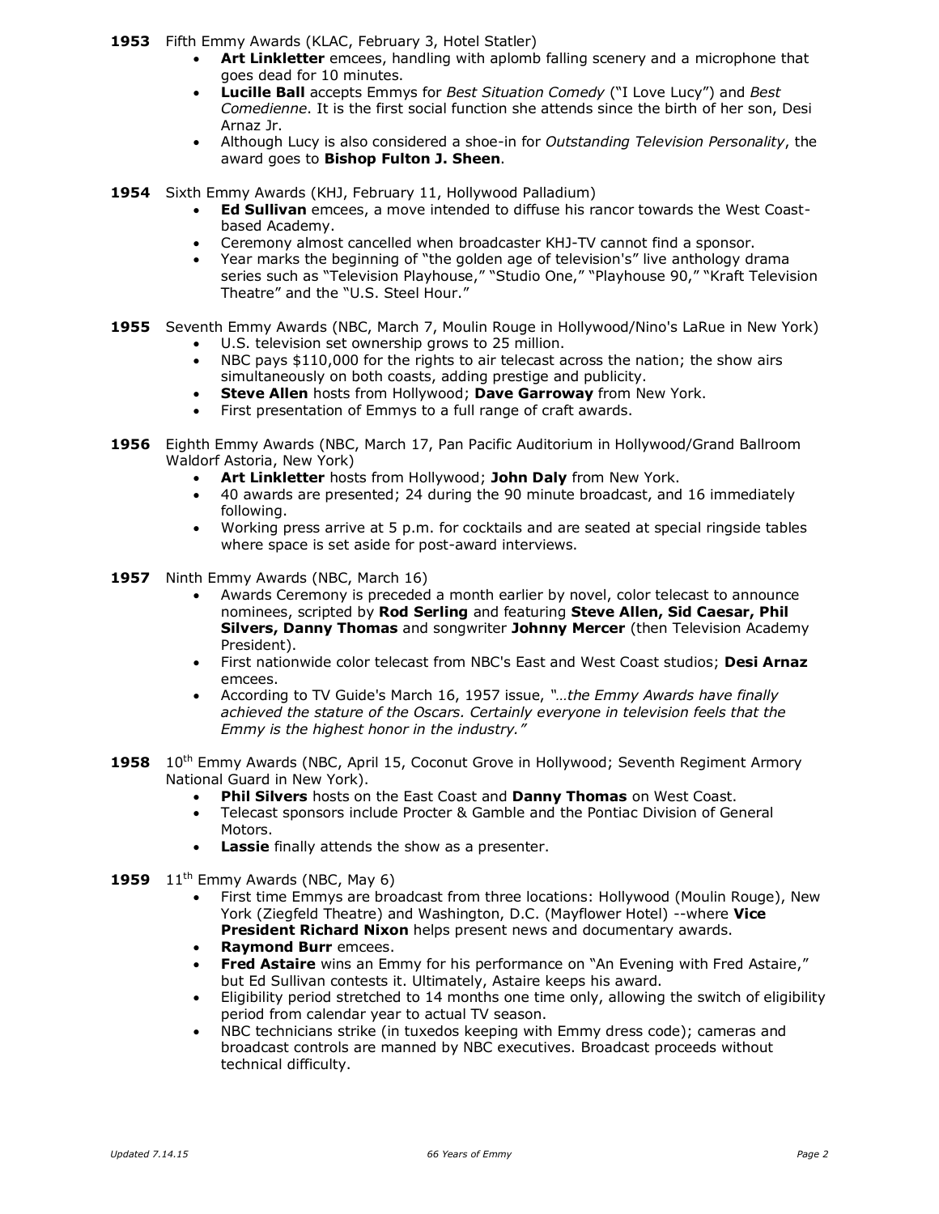**1953** Fifth Emmy Awards (KLAC, February 3, Hotel Statler)

- **Art Linkletter** emcees, handling with aplomb falling scenery and a microphone that goes dead for 10 minutes.
- **Lucille Ball** accepts Emmys for *Best Situation Comedy* ("I Love Lucy") and *Best Comedienne*. It is the first social function she attends since the birth of her son, Desi Arnaz Jr.
- Although Lucy is also considered a shoe-in for *Outstanding Television Personality*, the award goes to **Bishop Fulton J. Sheen**.

**1954** Sixth Emmy Awards (KHJ, February 11, Hollywood Palladium)

- **Ed Sullivan** emcees, a move intended to diffuse his rancor towards the West Coast-based Academy.
- Ceremony almost cancelled when broadcaster KHJ-TV cannot find a sponsor.
- Year marks the beginning of "the golden age of television's" live anthology drama series such as "Television Playhouse," "Studio One," "Playhouse 90," "Kraft Television Theatre" and the "U.S. Steel Hour."

**1955** Seventh Emmy Awards (NBC, March 7, Moulin Rouge in Hollywood/Nino's LaRue in New York)

- U.S. television set ownership grows to 25 million.
- NBC pays $110,000 for the rights to air telecast across the nation; the show airs simultaneously on both coasts, adding prestige and publicity.
- **Steve Allen** hosts from Hollywood; **Dave Garroway** from New York.
- First presentation of Emmys to a full range of craft awards.

**1956** Eighth Emmy Awards (NBC, March 17, Pan Pacific Auditorium in Hollywood/Grand Ballroom Waldorf Astoria, New York)

- **Art Linkletter** hosts from Hollywood; **John Daly** from New York.
- 40 awards are presented; 24 during the 90 minute broadcast, and 16 immediately following.
- Working press arrive at 5 p.m. for cocktails and are seated at special ringside tables where space is set aside for post-award interviews.

**1957** Ninth Emmy Awards (NBC, March 16)

- Awards Ceremony is preceded a month earlier by novel, color telecast to announce nominees, scripted by **Rod Serling** and featuring **Steve Allen, Sid Caesar, Phil Silvers, Danny Thomas** and songwriter **Johnny Mercer** (then Television Academy President).
- First nationwide color telecast from NBC's East and West Coast studios; **Desi Arnaz** emcees.
- According to TV Guide's March 16, 1957 issue, *"…the Emmy Awards have finally achieved the stature of the Oscars. Certainly everyone in television feels that the Emmy is the highest honor in the industry."*

**1958** 10th Emmy Awards (NBC, April 15, Coconut Grove in Hollywood; Seventh Regiment Armory National Guard in New York).

- **Phil Silvers** hosts on the East Coast and **Danny Thomas** on West Coast.
- Telecast sponsors include Procter & Gamble and the Pontiac Division of General Motors.
- **Lassie** finally attends the show as a presenter.

**1959** 11th Emmy Awards (NBC, May 6)

- First time Emmys are broadcast from three locations: Hollywood (Moulin Rouge), New York (Ziegfeld Theatre) and Washington, D.C. (Mayflower Hotel) --where **Vice President Richard Nixon** helps present news and documentary awards.
- **Raymond Burr** emcees.
- **Fred Astaire** wins an Emmy for his performance on "An Evening with Fred Astaire," but Ed Sullivan contests it. Ultimately, Astaire keeps his award.
- Eligibility period stretched to 14 months one time only, allowing the switch of eligibility period from calendar year to actual TV season.
- NBC technicians strike (in tuxedos keeping with Emmy dress code); cameras and broadcast controls are manned by NBC executives. Broadcast proceeds without technical difficulty.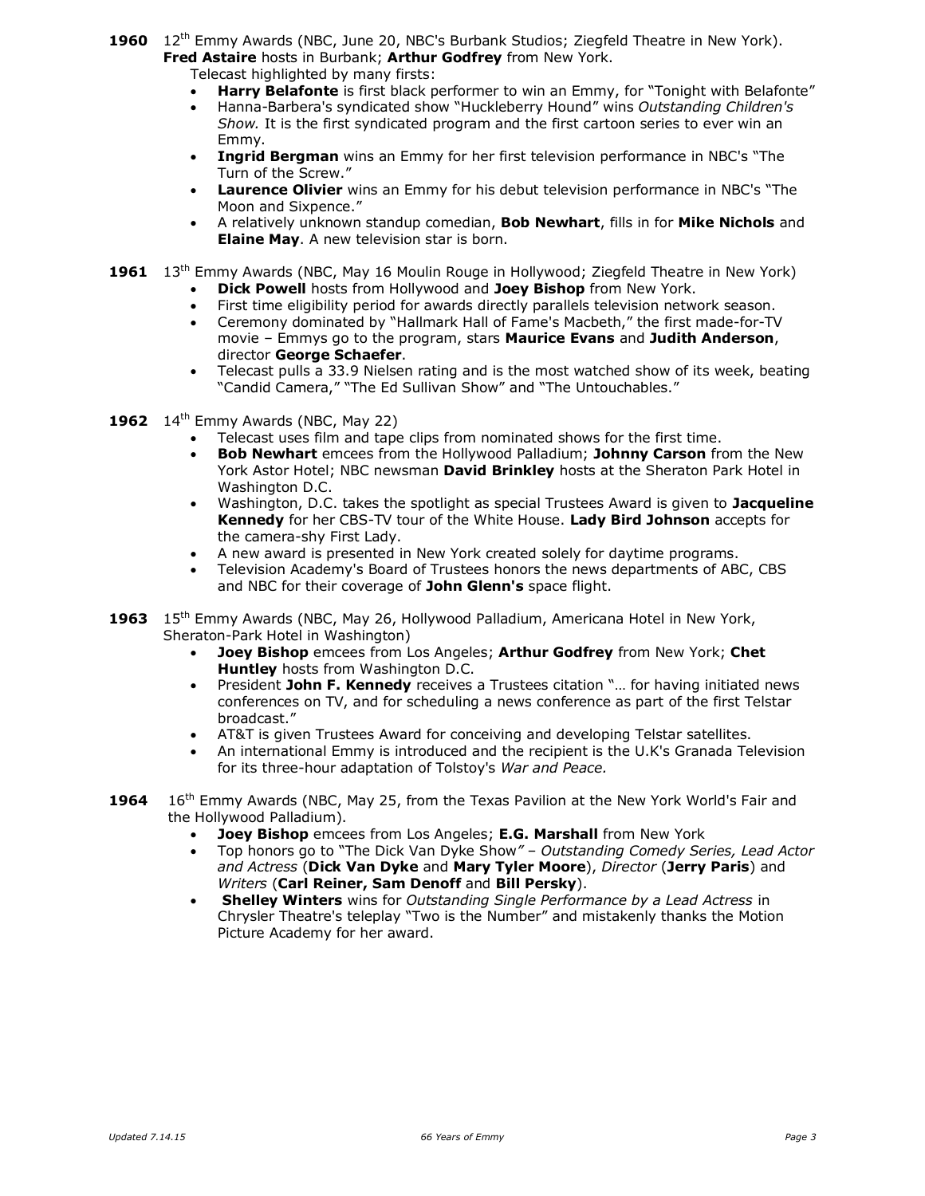**1960** 12th Emmy Awards (NBC, June 20, NBC's Burbank Studios; Ziegfeld Theatre in New York). **Fred Astaire** hosts in Burbank; **Arthur Godfrey** from New York.

Telecast highlighted by many firsts:

- **Harry Belafonte** is first black performer to win an Emmy, for "Tonight with Belafonte"
- Hanna-Barbera's syndicated show "Huckleberry Hound" wins *Outstanding Children's Show.* It is the first syndicated program and the first cartoon series to ever win an Emmy.
- **Ingrid Bergman** wins an Emmy for her first television performance in NBC's "The Turn of the Screw."
- **Laurence Olivier** wins an Emmy for his debut television performance in NBC's "The Moon and Sixpence."
- A relatively unknown standup comedian, **Bob Newhart**, fills in for **Mike Nichols** and **Elaine May**. A new television star is born.

**1961** 13th Emmy Awards (NBC, May 16 Moulin Rouge in Hollywood; Ziegfeld Theatre in New York)

- **Dick Powell** hosts from Hollywood and **Joey Bishop** from New York.
- First time eligibility period for awards directly parallels television network season.
- Ceremony dominated by "Hallmark Hall of Fame's Macbeth," the first made-for-TV movie – Emmys go to the program, stars **Maurice Evans** and **Judith Anderson**, director **George Schaefer**.
- Telecast pulls a 33.9 Nielsen rating and is the most watched show of its week, beating "Candid Camera," "The Ed Sullivan Show" and "The Untouchables."

**1962** 14th Emmy Awards (NBC, May 22)

- Telecast uses film and tape clips from nominated shows for the first time.
- **Bob Newhart** emcees from the Hollywood Palladium; **Johnny Carson** from the New York Astor Hotel; NBC newsman **David Brinkley** hosts at the Sheraton Park Hotel in Washington D.C.
- Washington, D.C. takes the spotlight as special Trustees Award is given to **Jacqueline Kennedy** for her CBS-TV tour of the White House. **Lady Bird Johnson** accepts for the camera-shy First Lady.
- A new award is presented in New York created solely for daytime programs.
- Television Academy's Board of Trustees honors the news departments of ABC, CBS and NBC for their coverage of **John Glenn's** space flight.

**1963** 15th Emmy Awards (NBC, May 26, Hollywood Palladium, Americana Hotel in New York, Sheraton-Park Hotel in Washington)

- **Joey Bishop** emcees from Los Angeles; **Arthur Godfrey** from New York; **Chet Huntley** hosts from Washington D.C.
- President **John F. Kennedy** receives a Trustees citation "… for having initiated news conferences on TV, and for scheduling a news conference as part of the first Telstar broadcast."
- AT&T is given Trustees Award for conceiving and developing Telstar satellites.
- An international Emmy is introduced and the recipient is the U.K's Granada Television for its three-hour adaptation of Tolstoy's *War and Peace.*

**1964** 16th Emmy Awards (NBC, May 25, from the Texas Pavilion at the New York World's Fair and the Hollywood Palladium).

- **Joey Bishop** emcees from Los Angeles; **E.G. Marshall** from New York
- Top honors go to "The Dick Van Dyke Show" – *Outstanding Comedy Series, Lead Actor and Actress* (**Dick Van Dyke** and **Mary Tyler Moore**), *Director* (**Jerry Paris**) and *Writers* (**Carl Reiner, Sam Denoff** and **Bill Persky**).
- **Shelley Winters** wins for *Outstanding Single Performance by a Lead Actress* in Chrysler Theatre's teleplay "Two is the Number" and mistakenly thanks the Motion Picture Academy for her award.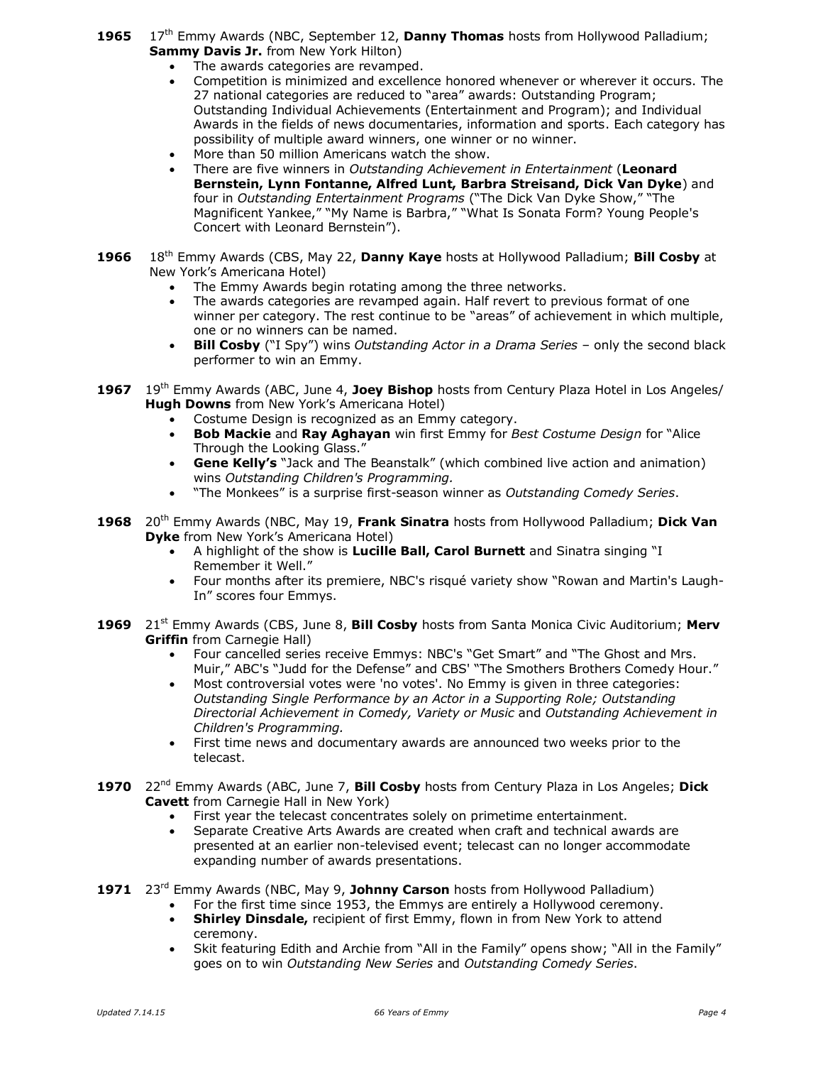**1965** 17th Emmy Awards (NBC, September 12, **Danny Thomas** hosts from Hollywood Palladium; **Sammy Davis Jr.** from New York Hilton)

- The awards categories are revamped.
- Competition is minimized and excellence honored whenever or wherever it occurs. The 27 national categories are reduced to "area" awards: Outstanding Program; Outstanding Individual Achievements (Entertainment and Program); and Individual Awards in the fields of news documentaries, information and sports. Each category has possibility of multiple award winners, one winner or no winner.
- More than 50 million Americans watch the show.
- There are five winners in *Outstanding Achievement in Entertainment* (**Leonard Bernstein, Lynn Fontanne, Alfred Lunt, Barbra Streisand, Dick Van Dyke**) and four in *Outstanding Entertainment Programs* ("The Dick Van Dyke Show," "The Magnificent Yankee," "My Name is Barbra," "What Is Sonata Form? Young People's Concert with Leonard Bernstein").

**1966** 18th Emmy Awards (CBS, May 22, **Danny Kaye** hosts at Hollywood Palladium; **Bill Cosby** at New York's Americana Hotel)

- The Emmy Awards begin rotating among the three networks.
- The awards categories are revamped again. Half revert to previous format of one winner per category. The rest continue to be "areas" of achievement in which multiple, one or no winners can be named.
- **Bill Cosby** ("I Spy") wins *Outstanding Actor in a Drama Series* – only the second black performer to win an Emmy.

**1967** 19th Emmy Awards (ABC, June 4, **Joey Bishop** hosts from Century Plaza Hotel in Los Angeles/ **Hugh Downs** from New York's Americana Hotel)

- Costume Design is recognized as an Emmy category.
- **Bob Mackie** and **Ray Aghayan** win first Emmy for *Best Costume Design* for "Alice Through the Looking Glass."
- **Gene Kelly's** "Jack and The Beanstalk" (which combined live action and animation) wins *Outstanding Children's Programming.*
- "The Monkees" is a surprise first-season winner as *Outstanding Comedy Series*.

**1968** 20th Emmy Awards (NBC, May 19, **Frank Sinatra** hosts from Hollywood Palladium; **Dick Van Dyke** from New York's Americana Hotel)

- A highlight of the show is **Lucille Ball, Carol Burnett** and Sinatra singing "I Remember it Well."
- Four months after its premiere, NBC's risqué variety show "Rowan and Martin's Laugh-In" scores four Emmys.

**1969** 21st Emmy Awards (CBS, June 8, **Bill Cosby** hosts from Santa Monica Civic Auditorium; **Merv Griffin** from Carnegie Hall)

- Four cancelled series receive Emmys: NBC's "Get Smart" and "The Ghost and Mrs. Muir," ABC's "Judd for the Defense" and CBS' "The Smothers Brothers Comedy Hour."
- Most controversial votes were 'no votes'. No Emmy is given in three categories: *Outstanding Single Performance by an Actor in a Supporting Role; Outstanding Directorial Achievement in Comedy, Variety or Music* and *Outstanding Achievement in Children's Programming.*
- First time news and documentary awards are announced two weeks prior to the telecast.

**1970** 22nd Emmy Awards (ABC, June 7, **Bill Cosby** hosts from Century Plaza in Los Angeles; **Dick Cavett** from Carnegie Hall in New York)

- First year the telecast concentrates solely on primetime entertainment.
- Separate Creative Arts Awards are created when craft and technical awards are presented at an earlier non-televised event; telecast can no longer accommodate expanding number of awards presentations.

**1971** 23rd Emmy Awards (NBC, May 9, **Johnny Carson** hosts from Hollywood Palladium)

- For the first time since 1953, the Emmys are entirely a Hollywood ceremony.
- **Shirley Dinsdale,** recipient of first Emmy, flown in from New York to attend ceremony.
- Skit featuring Edith and Archie from "All in the Family" opens show; "All in the Family" goes on to win *Outstanding New Series* and *Outstanding Comedy Series*.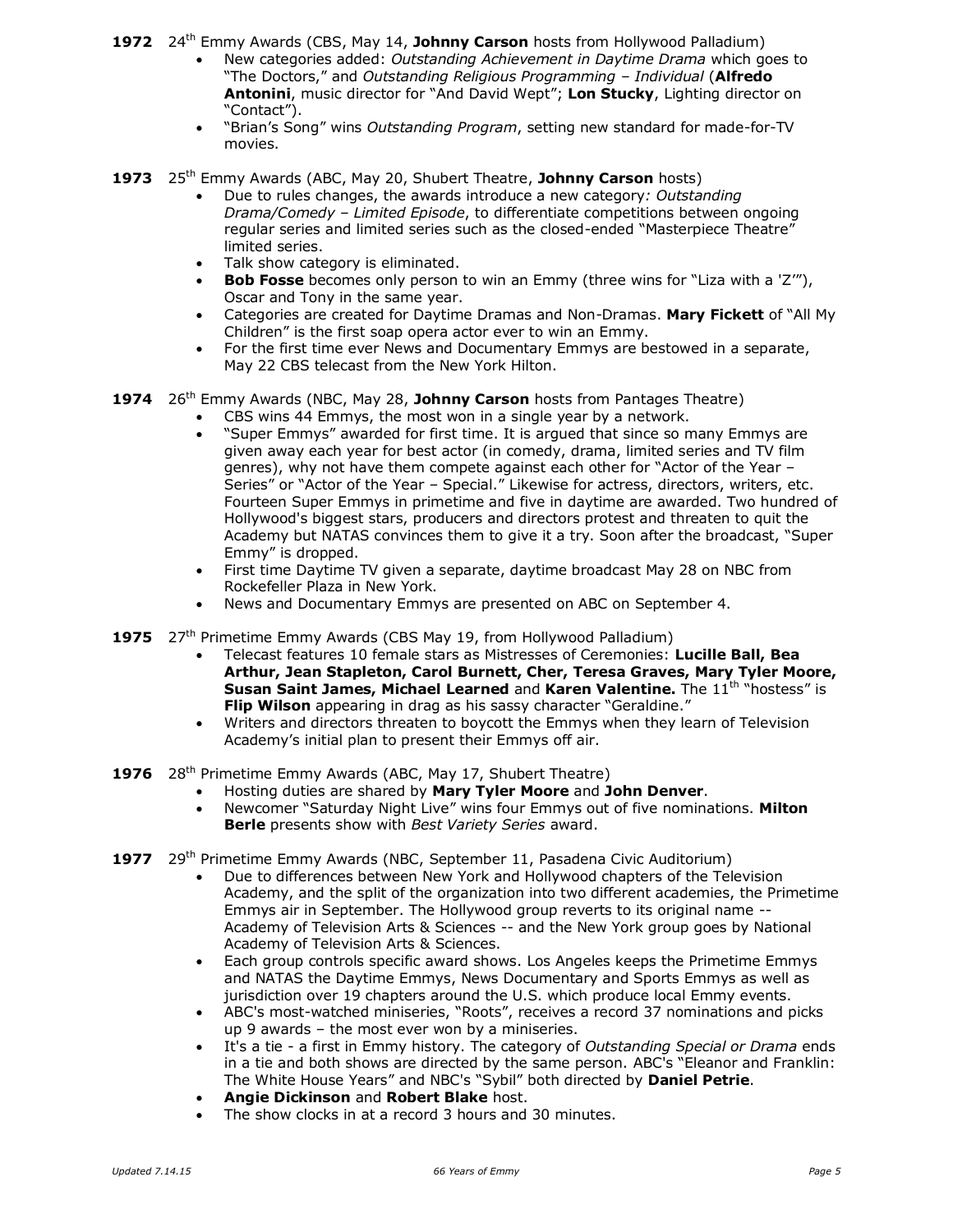**1972** 24th Emmy Awards (CBS, May 14, **Johnny Carson** hosts from Hollywood Palladium)

- New categories added: *Outstanding Achievement in Daytime Drama* which goes to "The Doctors," and *Outstanding Religious Programming – Individual* (**Alfredo Antonini**, music director for "And David Wept"; **Lon Stucky**, Lighting director on "Contact").
- "Brian's Song" wins *Outstanding Program*, setting new standard for made-for-TV movies.

**1973** 25th Emmy Awards (ABC, May 20, Shubert Theatre, **Johnny Carson** hosts)

- Due to rules changes, the awards introduce a new category*: Outstanding Drama/Comedy – Limited Episode*, to differentiate competitions between ongoing regular series and limited series such as the closed-ended "Masterpiece Theatre" limited series.
- Talk show category is eliminated.
- **Bob Fosse** becomes only person to win an Emmy (three wins for "Liza with a 'Z'"), Oscar and Tony in the same year.
- Categories are created for Daytime Dramas and Non-Dramas. **Mary Fickett** of "All My Children" is the first soap opera actor ever to win an Emmy.
- For the first time ever News and Documentary Emmys are bestowed in a separate, May 22 CBS telecast from the New York Hilton.

**1974** 26th Emmy Awards (NBC, May 28, **Johnny Carson** hosts from Pantages Theatre)

- CBS wins 44 Emmys, the most won in a single year by a network.
- "Super Emmys" awarded for first time. It is argued that since so many Emmys are given away each year for best actor (in comedy, drama, limited series and TV film genres), why not have them compete against each other for "Actor of the Year – Series" or "Actor of the Year – Special." Likewise for actress, directors, writers, etc. Fourteen Super Emmys in primetime and five in daytime are awarded. Two hundred of Hollywood's biggest stars, producers and directors protest and threaten to quit the Academy but NATAS convinces them to give it a try. Soon after the broadcast, "Super Emmy" is dropped.
- First time Daytime TV given a separate, daytime broadcast May 28 on NBC from Rockefeller Plaza in New York.
- News and Documentary Emmys are presented on ABC on September 4.

**1975** 27th Primetime Emmy Awards (CBS May 19, from Hollywood Palladium)

- Telecast features 10 female stars as Mistresses of Ceremonies: **Lucille Ball, Bea Arthur, Jean Stapleton, Carol Burnett, Cher, Teresa Graves, Mary Tyler Moore, Susan Saint James, Michael Learned** and **Karen Valentine.** The 11th "hostess" is **Flip Wilson** appearing in drag as his sassy character "Geraldine."
- Writers and directors threaten to boycott the Emmys when they learn of Television Academy's initial plan to present their Emmys off air.

**1976** 28th Primetime Emmy Awards (ABC, May 17, Shubert Theatre)

- Hosting duties are shared by **Mary Tyler Moore** and **John Denver**.
- Newcomer "Saturday Night Live" wins four Emmys out of five nominations. **Milton Berle** presents show with *Best Variety Series* award.

**1977** 29th Primetime Emmy Awards (NBC, September 11, Pasadena Civic Auditorium)

- Due to differences between New York and Hollywood chapters of the Television Academy, and the split of the organization into two different academies, the Primetime Emmys air in September. The Hollywood group reverts to its original name -- Academy of Television Arts & Sciences -- and the New York group goes by National Academy of Television Arts & Sciences.
- Each group controls specific award shows. Los Angeles keeps the Primetime Emmys and NATAS the Daytime Emmys, News Documentary and Sports Emmys as well as jurisdiction over 19 chapters around the U.S. which produce local Emmy events.
- ABC's most-watched miniseries, "Roots", receives a record 37 nominations and picks up 9 awards – the most ever won by a miniseries.
- It's a tie - a first in Emmy history. The category of *Outstanding Special or Drama* ends in a tie and both shows are directed by the same person. ABC's "Eleanor and Franklin: The White House Years" and NBC's "Sybil" both directed by **Daniel Petrie**.
- **Angie Dickinson** and **Robert Blake** host.
- The show clocks in at a record 3 hours and 30 minutes.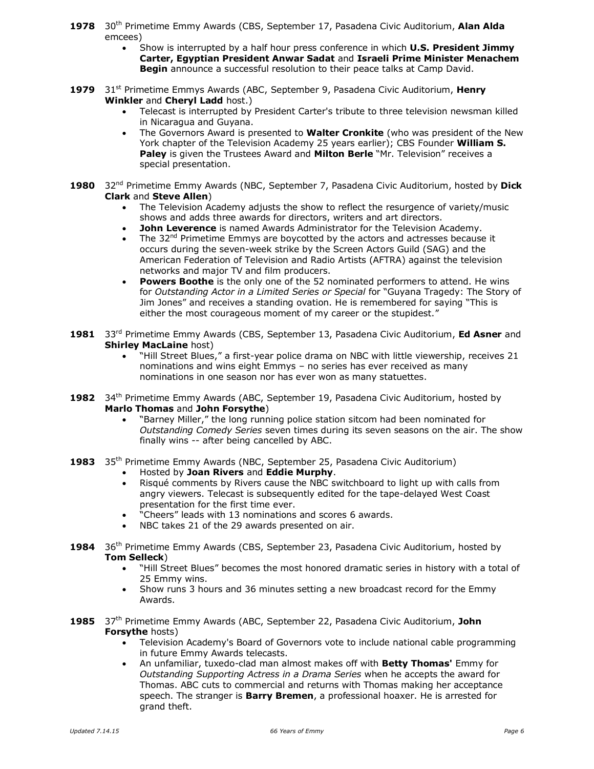**1978** 30[th] Primetime Emmy Awards (CBS, September 17, Pasadena Civic Auditorium, **Alan Alda** emcees)

- Show is interrupted by a half hour press conference in which **U.S. President Jimmy Carter, Egyptian President Anwar Sadat** and **Israeli Prime Minister Menachem Begin** announce a successful resolution to their peace talks at Camp David.

**1979** 31[st] Primetime Emmys Awards (ABC, September 9, Pasadena Civic Auditorium, **Henry Winkler** and **Cheryl Ladd** host.)

- Telecast is interrupted by President Carter's tribute to three television newsman killed in Nicaragua and Guyana.
- The Governors Award is presented to **Walter Cronkite** (who was president of the New York chapter of the Television Academy 25 years earlier); CBS Founder **William S. Paley** is given the Trustees Award and **Milton Berle** "Mr. Television" receives a special presentation.

**1980** 32[nd] Primetime Emmy Awards (NBC, September 7, Pasadena Civic Auditorium, hosted by **Dick Clark** and **Steve Allen**)

- The Television Academy adjusts the show to reflect the resurgence of variety/music shows and adds three awards for directors, writers and art directors.
- **John Leverence** is named Awards Administrator for the Television Academy.
- The 32[nd] Primetime Emmys are boycotted by the actors and actresses because it occurs during the seven-week strike by the Screen Actors Guild (SAG) and the American Federation of Television and Radio Artists (AFTRA) against the television networks and major TV and film producers.
- **Powers Boothe** is the only one of the 52 nominated performers to attend. He wins for *Outstanding Actor in a Limited Series or Special* for "Guyana Tragedy: The Story of Jim Jones" and receives a standing ovation. He is remembered for saying "This is either the most courageous moment of my career or the stupidest."

**1981** 33[rd] Primetime Emmy Awards (CBS, September 13, Pasadena Civic Auditorium, **Ed Asner** and **Shirley MacLaine** host)

- "Hill Street Blues," a first-year police drama on NBC with little viewership, receives 21 nominations and wins eight Emmys – no series has ever received as many nominations in one season nor has ever won as many statuettes.

**1982** 34[th] Primetime Emmy Awards (ABC, September 19, Pasadena Civic Auditorium, hosted by **Marlo Thomas** and **John Forsythe**)

- "Barney Miller," the long running police station sitcom had been nominated for *Outstanding Comedy Series* seven times during its seven seasons on the air. The show finally wins -- after being cancelled by ABC.

**1983** 35[th] Primetime Emmy Awards (NBC, September 25, Pasadena Civic Auditorium)

- Hosted by **Joan Rivers** and **Eddie Murphy**.
- Risqué comments by Rivers cause the NBC switchboard to light up with calls from angry viewers. Telecast is subsequently edited for the tape-delayed West Coast presentation for the first time ever.
- "Cheers" leads with 13 nominations and scores 6 awards.
- NBC takes 21 of the 29 awards presented on air.

**1984** 36[th] Primetime Emmy Awards (CBS, September 23, Pasadena Civic Auditorium, hosted by **Tom Selleck**)

- "Hill Street Blues" becomes the most honored dramatic series in history with a total of 25 Emmy wins.
- Show runs 3 hours and 36 minutes setting a new broadcast record for the Emmy Awards.

**1985** 37[th] Primetime Emmy Awards (ABC, September 22, Pasadena Civic Auditorium, **John Forsythe** hosts)

- Television Academy's Board of Governors vote to include national cable programming in future Emmy Awards telecasts.
- An unfamiliar, tuxedo-clad man almost makes off with **Betty Thomas'** Emmy for *Outstanding Supporting Actress in a Drama Series* when he accepts the award for Thomas. ABC cuts to commercial and returns with Thomas making her acceptance speech. The stranger is **Barry Bremen**, a professional hoaxer. He is arrested for grand theft.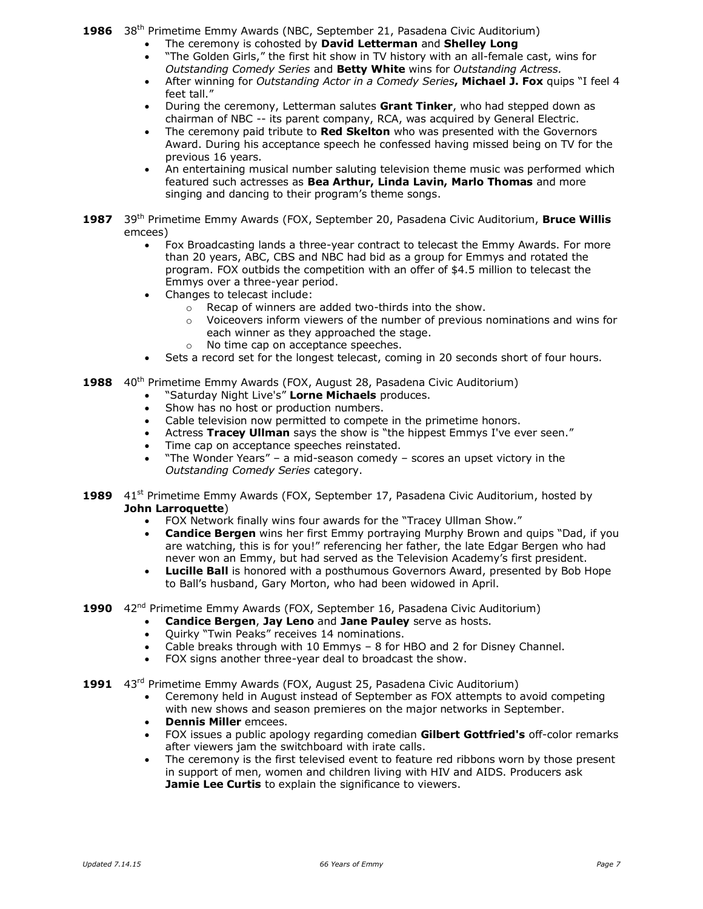**1986** 38th Primetime Emmy Awards (NBC, September 21, Pasadena Civic Auditorium)

- The ceremony is cohosted by **David Letterman** and **Shelley Long**
- "The Golden Girls," the first hit show in TV history with an all-female cast, wins for *Outstanding Comedy Series* and **Betty White** wins for *Outstanding Actress.*
- After winning for *Outstanding Actor in a Comedy Series***, Michael J. Fox** quips "I feel 4 feet tall."
- During the ceremony, Letterman salutes **Grant Tinker**, who had stepped down as chairman of NBC -- its parent company, RCA, was acquired by General Electric.
- The ceremony paid tribute to **Red Skelton** who was presented with the Governors Award. During his acceptance speech he confessed having missed being on TV for the previous 16 years.
- An entertaining musical number saluting television theme music was performed which featured such actresses as **Bea Arthur, Linda Lavin, Marlo Thomas** and more singing and dancing to their program's theme songs.

**1987** 39th Primetime Emmy Awards (FOX, September 20, Pasadena Civic Auditorium, **Bruce Willis** emcees)

- Fox Broadcasting lands a three-year contract to telecast the Emmy Awards. For more than 20 years, ABC, CBS and NBC had bid as a group for Emmys and rotated the program. FOX outbids the competition with an offer of $4.5 million to telecast the Emmys over a three-year period.
- Changes to telecast include:
  - Recap of winners are added two-thirds into the show.
  - Voiceovers inform viewers of the number of previous nominations and wins for each winner as they approached the stage.
  - No time cap on acceptance speeches.
- Sets a record set for the longest telecast, coming in 20 seconds short of four hours.

**1988** 40th Primetime Emmy Awards (FOX, August 28, Pasadena Civic Auditorium)

- "Saturday Night Live's" **Lorne Michaels** produces.
- Show has no host or production numbers.
- Cable television now permitted to compete in the primetime honors.
- Actress **Tracey Ullman** says the show is "the hippest Emmys I've ever seen."
- Time cap on acceptance speeches reinstated.
- "The Wonder Years" – a mid-season comedy – scores an upset victory in the *Outstanding Comedy Series* category.

**1989** 41st Primetime Emmy Awards (FOX, September 17, Pasadena Civic Auditorium, hosted by **John Larroquette**)

- FOX Network finally wins four awards for the "Tracey Ullman Show."
- **Candice Bergen** wins her first Emmy portraying Murphy Brown and quips "Dad, if you are watching, this is for you!" referencing her father, the late Edgar Bergen who had never won an Emmy, but had served as the Television Academy's first president.
- **Lucille Ball** is honored with a posthumous Governors Award, presented by Bob Hope to Ball's husband, Gary Morton, who had been widowed in April.

**1990** 42nd Primetime Emmy Awards (FOX, September 16, Pasadena Civic Auditorium)

- **Candice Bergen**, **Jay Leno** and **Jane Pauley** serve as hosts.
- Quirky "Twin Peaks" receives 14 nominations.
- Cable breaks through with 10 Emmys – 8 for HBO and 2 for Disney Channel.
- FOX signs another three-year deal to broadcast the show.

**1991** 43rd Primetime Emmy Awards (FOX, August 25, Pasadena Civic Auditorium)

- Ceremony held in August instead of September as FOX attempts to avoid competing with new shows and season premieres on the major networks in September.
- **Dennis Miller** emcees.
- FOX issues a public apology regarding comedian **Gilbert Gottfried's** off-color remarks after viewers jam the switchboard with irate calls.
- The ceremony is the first televised event to feature red ribbons worn by those present in support of men, women and children living with HIV and AIDS. Producers ask **Jamie Lee Curtis** to explain the significance to viewers.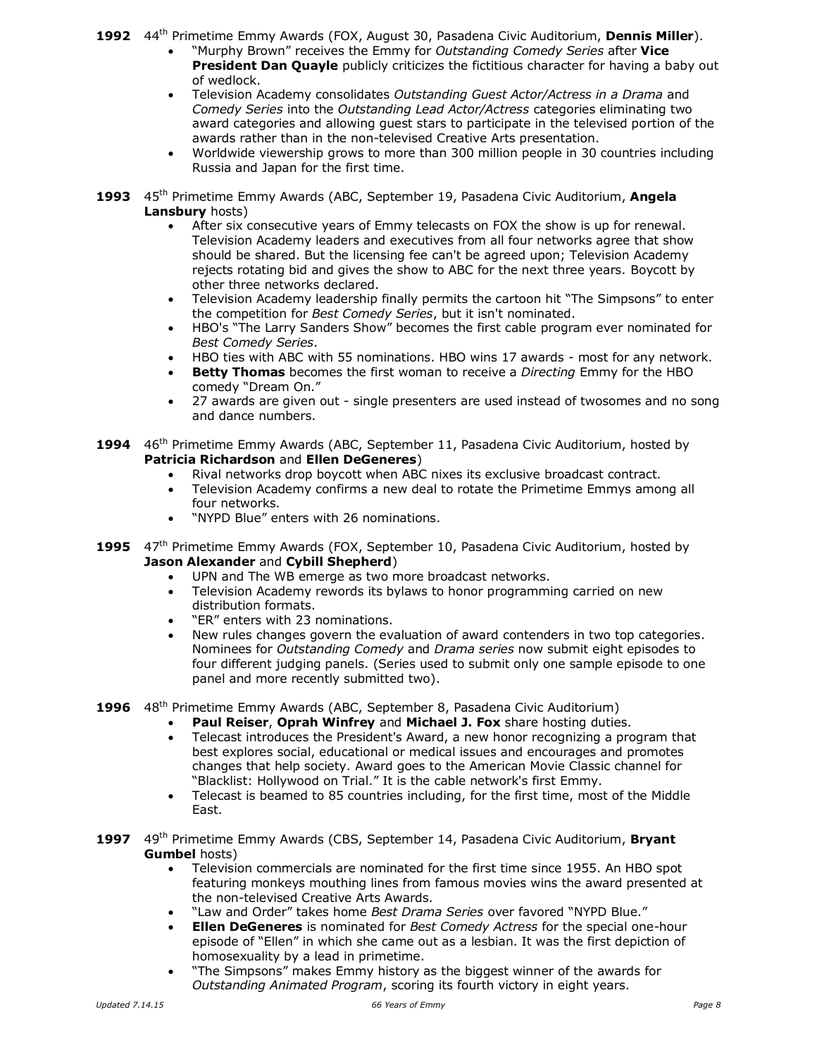**1992** 44th Primetime Emmy Awards (FOX, August 30, Pasadena Civic Auditorium, **Dennis Miller**).

- "Murphy Brown" receives the Emmy for *Outstanding Comedy Series* after **Vice President Dan Quayle** publicly criticizes the fictitious character for having a baby out of wedlock.
- Television Academy consolidates *Outstanding Guest Actor/Actress in a Drama* and *Comedy Series* into the *Outstanding Lead Actor/Actress* categories eliminating two award categories and allowing guest stars to participate in the televised portion of the awards rather than in the non-televised Creative Arts presentation.
- Worldwide viewership grows to more than 300 million people in 30 countries including Russia and Japan for the first time.

**1993** 45th Primetime Emmy Awards (ABC, September 19, Pasadena Civic Auditorium, **Angela Lansbury** hosts)

- After six consecutive years of Emmy telecasts on FOX the show is up for renewal. Television Academy leaders and executives from all four networks agree that show should be shared. But the licensing fee can't be agreed upon; Television Academy rejects rotating bid and gives the show to ABC for the next three years. Boycott by other three networks declared.
- Television Academy leadership finally permits the cartoon hit "The Simpsons" to enter the competition for *Best Comedy Series*, but it isn't nominated.
- HBO's "The Larry Sanders Show" becomes the first cable program ever nominated for *Best Comedy Series*.
- HBO ties with ABC with 55 nominations. HBO wins 17 awards - most for any network.
- **Betty Thomas** becomes the first woman to receive a *Directing* Emmy for the HBO comedy "Dream On."
- 27 awards are given out - single presenters are used instead of twosomes and no song and dance numbers.

**1994** 46th Primetime Emmy Awards (ABC, September 11, Pasadena Civic Auditorium, hosted by **Patricia Richardson** and **Ellen DeGeneres**)

- Rival networks drop boycott when ABC nixes its exclusive broadcast contract.
- Television Academy confirms a new deal to rotate the Primetime Emmys among all four networks.
- "NYPD Blue" enters with 26 nominations.

**1995** 47th Primetime Emmy Awards (FOX, September 10, Pasadena Civic Auditorium, hosted by **Jason Alexander** and **Cybill Shepherd**)

- UPN and The WB emerge as two more broadcast networks.
- Television Academy rewords its bylaws to honor programming carried on new distribution formats.
- "ER" enters with 23 nominations.
- New rules changes govern the evaluation of award contenders in two top categories. Nominees for *Outstanding Comedy* and *Drama series* now submit eight episodes to four different judging panels. (Series used to submit only one sample episode to one panel and more recently submitted two).

**1996** 48th Primetime Emmy Awards (ABC, September 8, Pasadena Civic Auditorium)

- **Paul Reiser**, **Oprah Winfrey** and **Michael J. Fox** share hosting duties.
- Telecast introduces the President's Award, a new honor recognizing a program that best explores social, educational or medical issues and encourages and promotes changes that help society. Award goes to the American Movie Classic channel for "Blacklist: Hollywood on Trial." It is the cable network's first Emmy.
- Telecast is beamed to 85 countries including, for the first time, most of the Middle East.

**1997** 49th Primetime Emmy Awards (CBS, September 14, Pasadena Civic Auditorium, **Bryant Gumbel** hosts)

- Television commercials are nominated for the first time since 1955. An HBO spot featuring monkeys mouthing lines from famous movies wins the award presented at the non-televised Creative Arts Awards.
- "Law and Order" takes home *Best Drama Series* over favored "NYPD Blue."
- **Ellen DeGeneres** is nominated for *Best Comedy Actress* for the special one-hour episode of "Ellen" in which she came out as a lesbian. It was the first depiction of homosexuality by a lead in primetime.
- "The Simpsons" makes Emmy history as the biggest winner of the awards for *Outstanding Animated Program*, scoring its fourth victory in eight years.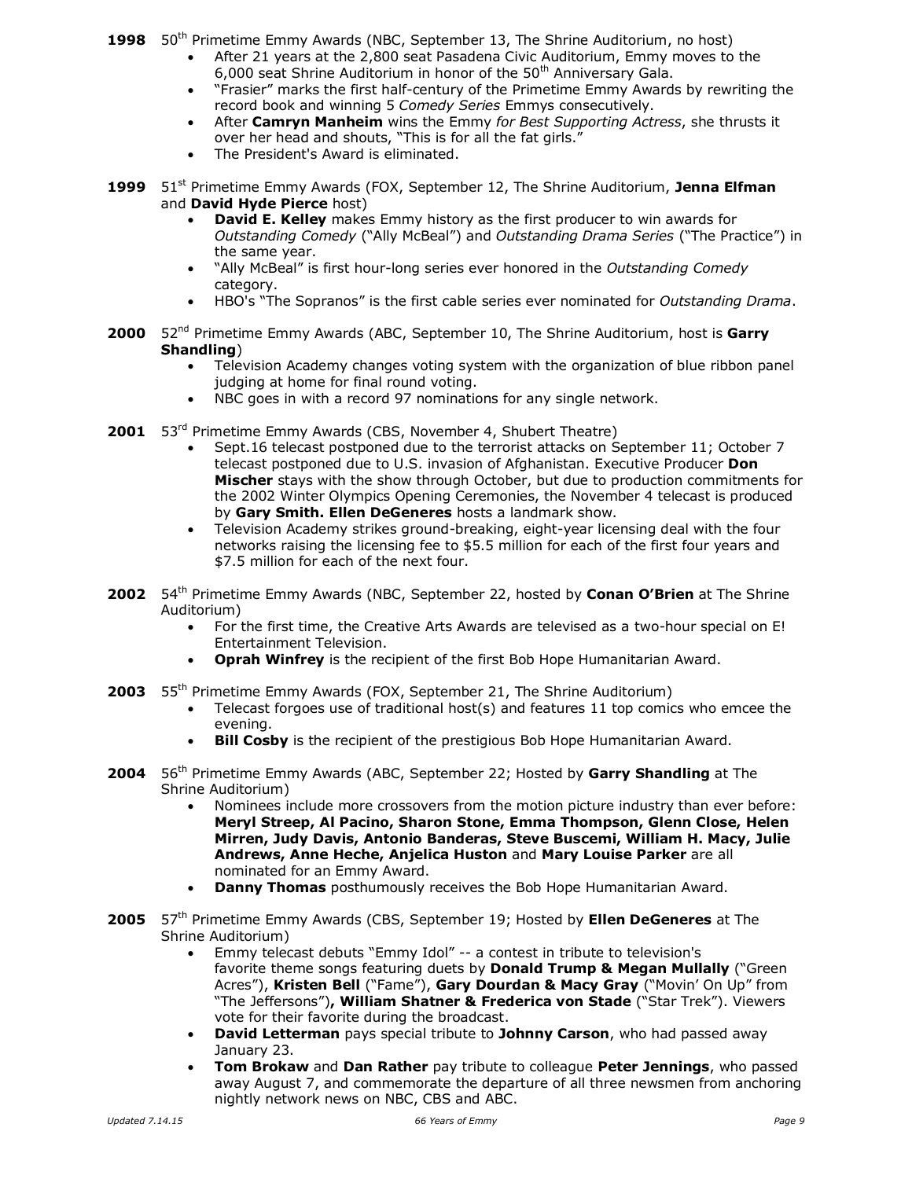**1998** 50th Primetime Emmy Awards (NBC, September 13, The Shrine Auditorium, no host)

- After 21 years at the 2,800 seat Pasadena Civic Auditorium, Emmy moves to the 6,000 seat Shrine Auditorium in honor of the 50th Anniversary Gala.
- "Frasier" marks the first half-century of the Primetime Emmy Awards by rewriting the record book and winning 5 *Comedy Series* Emmys consecutively.
- After **Camryn Manheim** wins the Emmy *for Best Supporting Actress*, she thrusts it over her head and shouts, "This is for all the fat girls."
- The President's Award is eliminated.

**1999** 51st Primetime Emmy Awards (FOX, September 12, The Shrine Auditorium, **Jenna Elfman** and **David Hyde Pierce** host)

- **David E. Kelley** makes Emmy history as the first producer to win awards for *Outstanding Comedy* ("Ally McBeal") and *Outstanding Drama Series* ("The Practice") in the same year.
- "Ally McBeal" is first hour-long series ever honored in the *Outstanding Comedy* category.
- HBO's "The Sopranos" is the first cable series ever nominated for *Outstanding Drama*.

**2000** 52nd Primetime Emmy Awards (ABC, September 10, The Shrine Auditorium, host is **Garry Shandling**)

- Television Academy changes voting system with the organization of blue ribbon panel judging at home for final round voting.
- NBC goes in with a record 97 nominations for any single network.

**2001** 53rd Primetime Emmy Awards (CBS, November 4, Shubert Theatre)

- Sept.16 telecast postponed due to the terrorist attacks on September 11; October 7 telecast postponed due to U.S. invasion of Afghanistan. Executive Producer **Don Mischer** stays with the show through October, but due to production commitments for the 2002 Winter Olympics Opening Ceremonies, the November 4 telecast is produced by **Gary Smith. Ellen DeGeneres** hosts a landmark show.
- Television Academy strikes ground-breaking, eight-year licensing deal with the four networks raising the licensing fee to $5.5 million for each of the first four years and $7.5 million for each of the next four.

**2002** 54th Primetime Emmy Awards (NBC, September 22, hosted by **Conan O'Brien** at The Shrine Auditorium)

- For the first time, the Creative Arts Awards are televised as a two-hour special on E! Entertainment Television.
- **Oprah Winfrey** is the recipient of the first Bob Hope Humanitarian Award.

**2003** 55th Primetime Emmy Awards (FOX, September 21, The Shrine Auditorium)

- Telecast forgoes use of traditional host(s) and features 11 top comics who emcee the evening.
- **Bill Cosby** is the recipient of the prestigious Bob Hope Humanitarian Award.

**2004** 56th Primetime Emmy Awards (ABC, September 22; Hosted by **Garry Shandling** at The Shrine Auditorium)

- Nominees include more crossovers from the motion picture industry than ever before: **Meryl Streep, Al Pacino, Sharon Stone, Emma Thompson, Glenn Close, Helen Mirren, Judy Davis, Antonio Banderas, Steve Buscemi, William H. Macy, Julie Andrews, Anne Heche, Anjelica Huston** and **Mary Louise Parker** are all nominated for an Emmy Award.
- **Danny Thomas** posthumously receives the Bob Hope Humanitarian Award.

**2005** 57th Primetime Emmy Awards (CBS, September 19; Hosted by **Ellen DeGeneres** at The Shrine Auditorium)

- Emmy telecast debuts "Emmy Idol" -- a contest in tribute to television's favorite theme songs featuring duets by **Donald Trump & Megan Mullally** ("Green Acres"), **Kristen Bell** ("Fame"), **Gary Dourdan & Macy Gray** ("Movin' On Up" from "The Jeffersons")**, William Shatner & Frederica von Stade** ("Star Trek"). Viewers vote for their favorite during the broadcast.
- **David Letterman** pays special tribute to **Johnny Carson**, who had passed away January 23.
- **Tom Brokaw** and **Dan Rather** pay tribute to colleague **Peter Jennings**, who passed away August 7, and commemorate the departure of all three newsmen from anchoring nightly network news on NBC, CBS and ABC.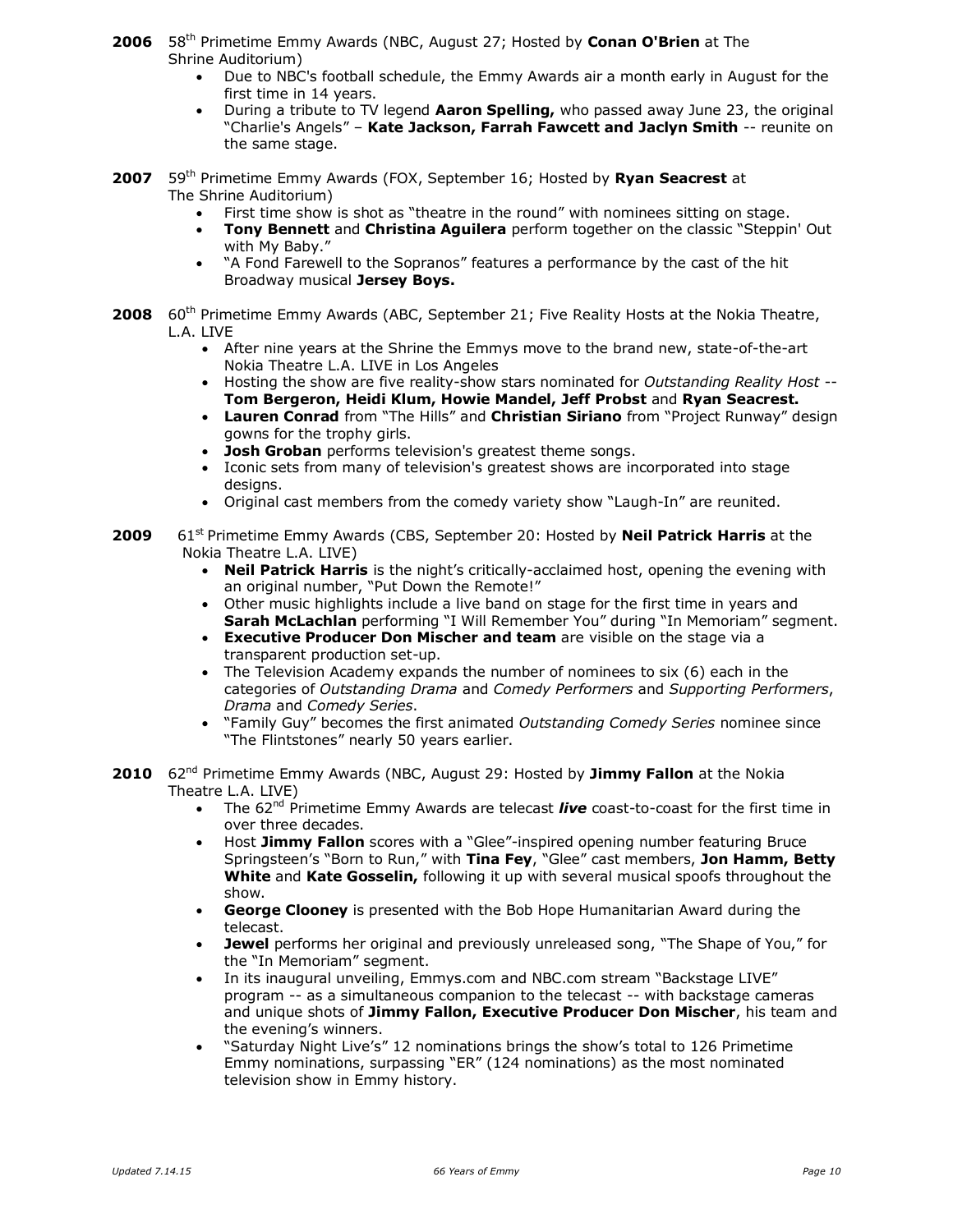**2006** 58th Primetime Emmy Awards (NBC, August 27; Hosted by **Conan O'Brien** at The Shrine Auditorium)

- Due to NBC's football schedule, the Emmy Awards air a month early in August for the first time in 14 years.
- During a tribute to TV legend **Aaron Spelling,** who passed away June 23, the original "Charlie's Angels" – **Kate Jackson, Farrah Fawcett and Jaclyn Smith** -- reunite on the same stage.

**2007** 59th Primetime Emmy Awards (FOX, September 16; Hosted by **Ryan Seacrest** at The Shrine Auditorium)

- First time show is shot as "theatre in the round" with nominees sitting on stage.
- **Tony Bennett** and **Christina Aguilera** perform together on the classic "Steppin' Out with My Baby."
- "A Fond Farewell to the Sopranos" features a performance by the cast of the hit Broadway musical **Jersey Boys.**

**2008** 60th Primetime Emmy Awards (ABC, September 21; Five Reality Hosts at the Nokia Theatre, L.A. LIVE

- After nine years at the Shrine the Emmys move to the brand new, state-of-the-art Nokia Theatre L.A. LIVE in Los Angeles
- Hosting the show are five reality-show stars nominated for *Outstanding Reality Host* -- **Tom Bergeron, Heidi Klum, Howie Mandel, Jeff Probst** and **Ryan Seacrest.**
- **Lauren Conrad** from "The Hills" and **Christian Siriano** from "Project Runway" design gowns for the trophy girls.
- **Josh Groban** performs television's greatest theme songs.
- Iconic sets from many of television's greatest shows are incorporated into stage designs.
- Original cast members from the comedy variety show "Laugh-In" are reunited.

**2009** 61st Primetime Emmy Awards (CBS, September 20: Hosted by **Neil Patrick Harris** at the Nokia Theatre L.A. LIVE)

- **Neil Patrick Harris** is the night's critically-acclaimed host, opening the evening with an original number, "Put Down the Remote!"
- Other music highlights include a live band on stage for the first time in years and **Sarah McLachlan** performing "I Will Remember You" during "In Memoriam" segment.
- **Executive Producer Don Mischer and team** are visible on the stage via a transparent production set-up.
- The Television Academy expands the number of nominees to six (6) each in the categories of *Outstanding Drama* and *Comedy Performers* and *Supporting Performers*, *Drama* and *Comedy Series*.
- "Family Guy" becomes the first animated *Outstanding Comedy Series* nominee since "The Flintstones" nearly 50 years earlier.

**2010** 62nd Primetime Emmy Awards (NBC, August 29: Hosted by **Jimmy Fallon** at the Nokia Theatre L.A. LIVE)

- The 62nd Primetime Emmy Awards are telecast ***live*** coast-to-coast for the first time in over three decades.
- Host **Jimmy Fallon** scores with a "Glee"-inspired opening number featuring Bruce Springsteen's "Born to Run," with **Tina Fey**, "Glee" cast members, **Jon Hamm, Betty White** and **Kate Gosselin,** following it up with several musical spoofs throughout the show.
- **George Clooney** is presented with the Bob Hope Humanitarian Award during the telecast.
- **Jewel** performs her original and previously unreleased song, "The Shape of You," for the "In Memoriam" segment.
- In its inaugural unveiling, Emmys.com and NBC.com stream "Backstage LIVE" program -- as a simultaneous companion to the telecast -- with backstage cameras and unique shots of **Jimmy Fallon, Executive Producer Don Mischer**, his team and the evening's winners.
- "Saturday Night Live's" 12 nominations brings the show's total to 126 Primetime Emmy nominations, surpassing "ER" (124 nominations) as the most nominated television show in Emmy history.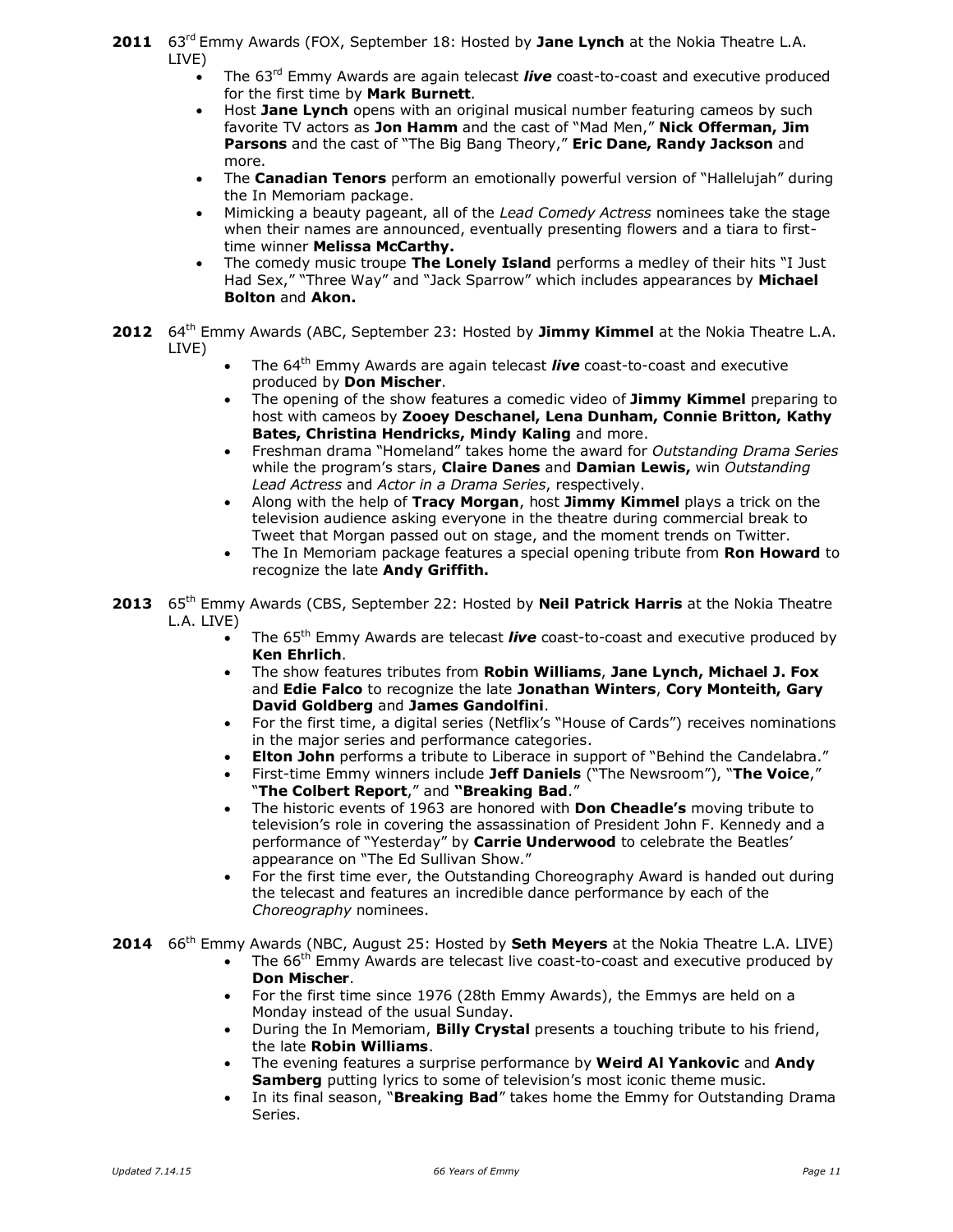**2011** 63rd Emmy Awards (FOX, September 18: Hosted by **Jane Lynch** at the Nokia Theatre L.A. LIVE)

- The 63rd Emmy Awards are again telecast ***live*** coast-to-coast and executive produced for the first time by **Mark Burnett**.
- Host **Jane Lynch** opens with an original musical number featuring cameos by such favorite TV actors as **Jon Hamm** and the cast of "Mad Men," **Nick Offerman, Jim Parsons** and the cast of "The Big Bang Theory," **Eric Dane, Randy Jackson** and more.
- The **Canadian Tenors** perform an emotionally powerful version of "Hallelujah" during the In Memoriam package.
- Mimicking a beauty pageant, all of the *Lead Comedy Actress* nominees take the stage when their names are announced, eventually presenting flowers and a tiara to first-time winner **Melissa McCarthy.**
- The comedy music troupe **The Lonely Island** performs a medley of their hits "I Just Had Sex," "Three Way" and "Jack Sparrow" which includes appearances by **Michael Bolton** and **Akon.**

**2012** 64th Emmy Awards (ABC, September 23: Hosted by **Jimmy Kimmel** at the Nokia Theatre L.A. LIVE)

- The 64th Emmy Awards are again telecast ***live*** coast-to-coast and executive produced by **Don Mischer**.
- The opening of the show features a comedic video of **Jimmy Kimmel** preparing to host with cameos by **Zooey Deschanel, Lena Dunham, Connie Britton, Kathy Bates, Christina Hendricks, Mindy Kaling** and more.
- Freshman drama "Homeland" takes home the award for *Outstanding Drama Series* while the program's stars, **Claire Danes** and **Damian Lewis,** win *Outstanding Lead Actress* and *Actor in a Drama Series*, respectively.
- Along with the help of **Tracy Morgan**, host **Jimmy Kimmel** plays a trick on the television audience asking everyone in the theatre during commercial break to Tweet that Morgan passed out on stage, and the moment trends on Twitter.
- The In Memoriam package features a special opening tribute from **Ron Howard** to recognize the late **Andy Griffith.**

**2013** 65th Emmy Awards (CBS, September 22: Hosted by **Neil Patrick Harris** at the Nokia Theatre L.A. LIVE)

- The 65th Emmy Awards are telecast ***live*** coast-to-coast and executive produced by **Ken Ehrlich**.
- The show features tributes from **Robin Williams**, **Jane Lynch, Michael J. Fox** and **Edie Falco** to recognize the late **Jonathan Winters**, **Cory Monteith, Gary David Goldberg** and **James Gandolfini**.
- For the first time, a digital series (Netflix's "House of Cards") receives nominations in the major series and performance categories.
- **Elton John** performs a tribute to Liberace in support of "Behind the Candelabra."
- First-time Emmy winners include **Jeff Daniels** ("The Newsroom"), "**The Voice**," "**The Colbert Report**," and **"Breaking Bad**."
- The historic events of 1963 are honored with **Don Cheadle's** moving tribute to television's role in covering the assassination of President John F. Kennedy and a performance of "Yesterday" by **Carrie Underwood** to celebrate the Beatles' appearance on "The Ed Sullivan Show."
- For the first time ever, the Outstanding Choreography Award is handed out during the telecast and features an incredible dance performance by each of the *Choreography* nominees.

**2014** 66th Emmy Awards (NBC, August 25: Hosted by **Seth Meyers** at the Nokia Theatre L.A. LIVE)

- The 66th Emmy Awards are telecast live coast-to-coast and executive produced by **Don Mischer**.
- For the first time since 1976 (28th Emmy Awards), the Emmys are held on a Monday instead of the usual Sunday.
- During the In Memoriam, **Billy Crystal** presents a touching tribute to his friend, the late **Robin Williams**.
- The evening features a surprise performance by **Weird Al Yankovic** and **Andy Samberg** putting lyrics to some of television's most iconic theme music.
- In its final season, "**Breaking Bad**" takes home the Emmy for Outstanding Drama Series.